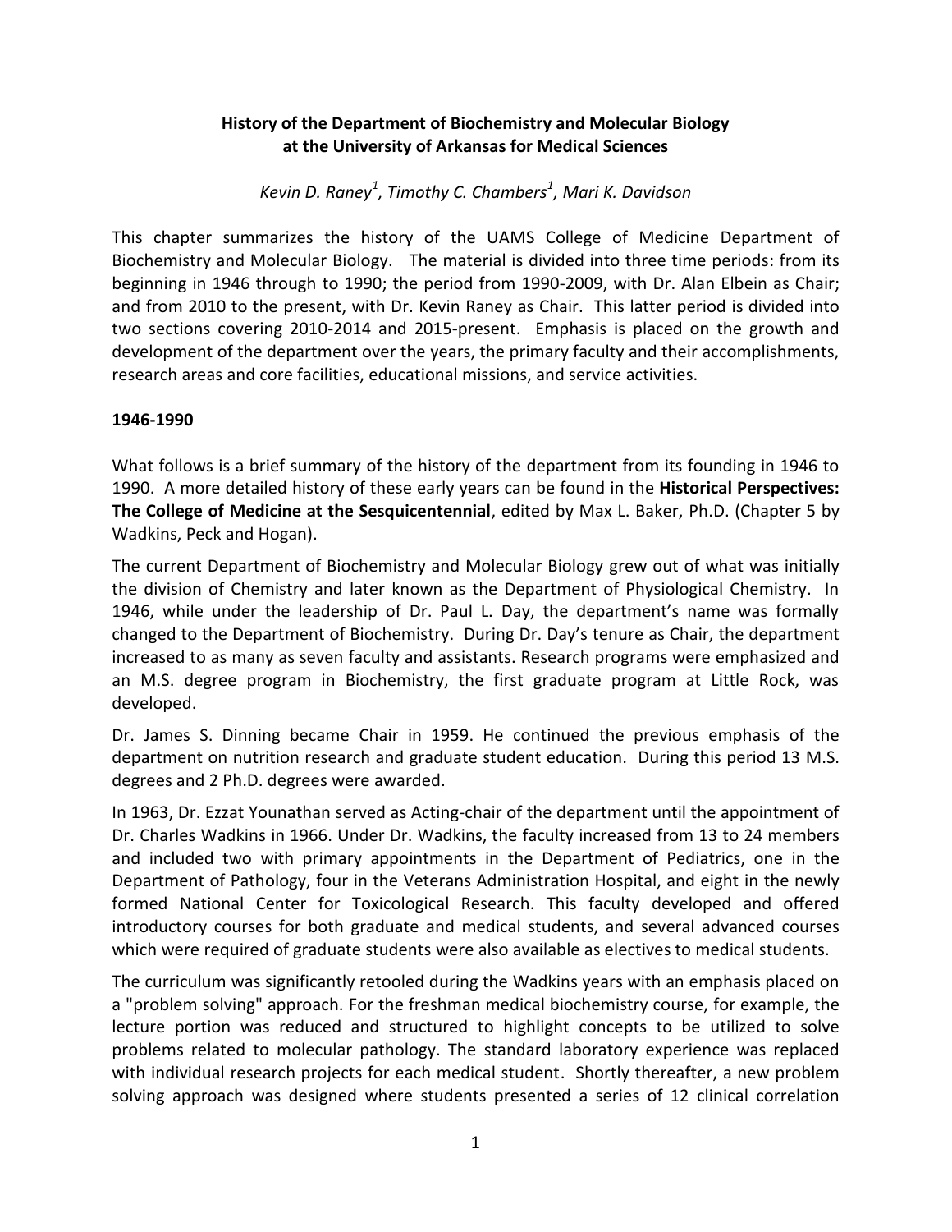# History of the Department of Biochemistry and Molecular Biology at the University of Arkansas for Medical Sciences

*Kevin D. Raney[1], Timothy C. Chambers[1], Mari K. Davidson*

This chapter summarizes the history of the UAMS College of Medicine Department of Biochemistry and Molecular Biology. The material is divided into three time periods: from its beginning in 1946 through to 1990; the period from 1990-2009, with Dr. Alan Elbein as Chair; and from 2010 to the present, with Dr. Kevin Raney as Chair. This latter period is divided into two sections covering 2010-2014 and 2015-present. Emphasis is placed on the growth and development of the department over the years, the primary faculty and their accomplishments, research areas and core facilities, educational missions, and service activities.

## 1946-1990

What follows is a brief summary of the history of the department from its founding in 1946 to 1990. A more detailed history of these early years can be found in the **Historical Perspectives: The College of Medicine at the Sesquicentennial**, edited by Max L. Baker, Ph.D. (Chapter 5 by Wadkins, Peck and Hogan).

The current Department of Biochemistry and Molecular Biology grew out of what was initially the division of Chemistry and later known as the Department of Physiological Chemistry. In 1946, while under the leadership of Dr. Paul L. Day, the department's name was formally changed to the Department of Biochemistry. During Dr. Day's tenure as Chair, the department increased to as many as seven faculty and assistants. Research programs were emphasized and an M.S. degree program in Biochemistry, the first graduate program at Little Rock, was developed.

Dr. James S. Dinning became Chair in 1959. He continued the previous emphasis of the department on nutrition research and graduate student education. During this period 13 M.S. degrees and 2 Ph.D. degrees were awarded.

In 1963, Dr. Ezzat Younathan served as Acting-chair of the department until the appointment of Dr. Charles Wadkins in 1966. Under Dr. Wadkins, the faculty increased from 13 to 24 members and included two with primary appointments in the Department of Pediatrics, one in the Department of Pathology, four in the Veterans Administration Hospital, and eight in the newly formed National Center for Toxicological Research. This faculty developed and offered introductory courses for both graduate and medical students, and several advanced courses which were required of graduate students were also available as electives to medical students.

The curriculum was significantly retooled during the Wadkins years with an emphasis placed on a "problem solving" approach. For the freshman medical biochemistry course, for example, the lecture portion was reduced and structured to highlight concepts to be utilized to solve problems related to molecular pathology. The standard laboratory experience was replaced with individual research projects for each medical student. Shortly thereafter, a new problem solving approach was designed where students presented a series of 12 clinical correlation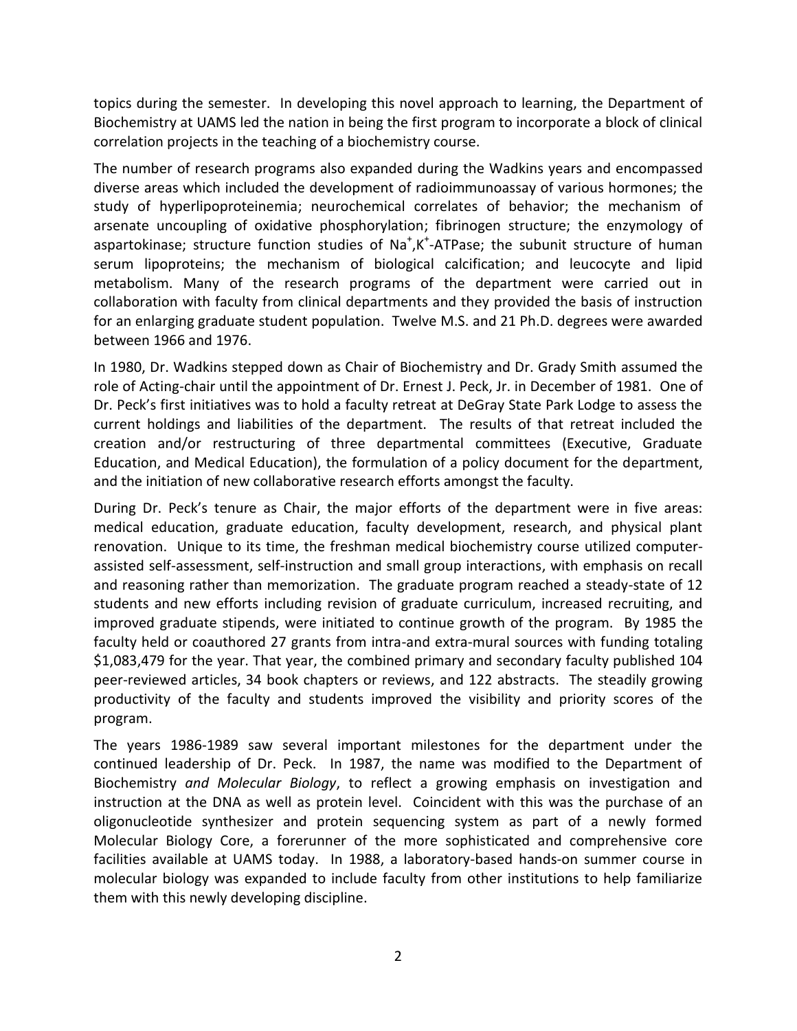topics during the semester. In developing this novel approach to learning, the Department of Biochemistry at UAMS led the nation in being the first program to incorporate a block of clinical correlation projects in the teaching of a biochemistry course.

The number of research programs also expanded during the Wadkins years and encompassed diverse areas which included the development of radioimmunoassay of various hormones; the study of hyperlipoproteinemia; neurochemical correlates of behavior; the mechanism of arsenate uncoupling of oxidative phosphorylation; fibrinogen structure; the enzymology of aspartokinase; structure function studies of $Na^{+}$,$K^{+}$-ATPase; the subunit structure of human serum lipoproteins; the mechanism of biological calcification; and leucocyte and lipid metabolism. Many of the research programs of the department were carried out in collaboration with faculty from clinical departments and they provided the basis of instruction for an enlarging graduate student population. Twelve M.S. and 21 Ph.D. degrees were awarded between 1966 and 1976.

In 1980, Dr. Wadkins stepped down as Chair of Biochemistry and Dr. Grady Smith assumed the role of Acting-chair until the appointment of Dr. Ernest J. Peck, Jr. in December of 1981. One of Dr. Peck's first initiatives was to hold a faculty retreat at DeGray State Park Lodge to assess the current holdings and liabilities of the department. The results of that retreat included the creation and/or restructuring of three departmental committees (Executive, Graduate Education, and Medical Education), the formulation of a policy document for the department, and the initiation of new collaborative research efforts amongst the faculty.

During Dr. Peck's tenure as Chair, the major efforts of the department were in five areas: medical education, graduate education, faculty development, research, and physical plant renovation. Unique to its time, the freshman medical biochemistry course utilized computer-assisted self-assessment, self-instruction and small group interactions, with emphasis on recall and reasoning rather than memorization. The graduate program reached a steady-state of 12 students and new efforts including revision of graduate curriculum, increased recruiting, and improved graduate stipends, were initiated to continue growth of the program. By 1985 the faculty held or coauthored 27 grants from intra-and extra-mural sources with funding totaling $1,083,479 for the year. That year, the combined primary and secondary faculty published 104 peer-reviewed articles, 34 book chapters or reviews, and 122 abstracts. The steadily growing productivity of the faculty and students improved the visibility and priority scores of the program.

The years 1986-1989 saw several important milestones for the department under the continued leadership of Dr. Peck. In 1987, the name was modified to the Department of Biochemistry *and Molecular Biology*, to reflect a growing emphasis on investigation and instruction at the DNA as well as protein level. Coincident with this was the purchase of an oligonucleotide synthesizer and protein sequencing system as part of a newly formed Molecular Biology Core, a forerunner of the more sophisticated and comprehensive core facilities available at UAMS today. In 1988, a laboratory-based hands-on summer course in molecular biology was expanded to include faculty from other institutions to help familiarize them with this newly developing discipline.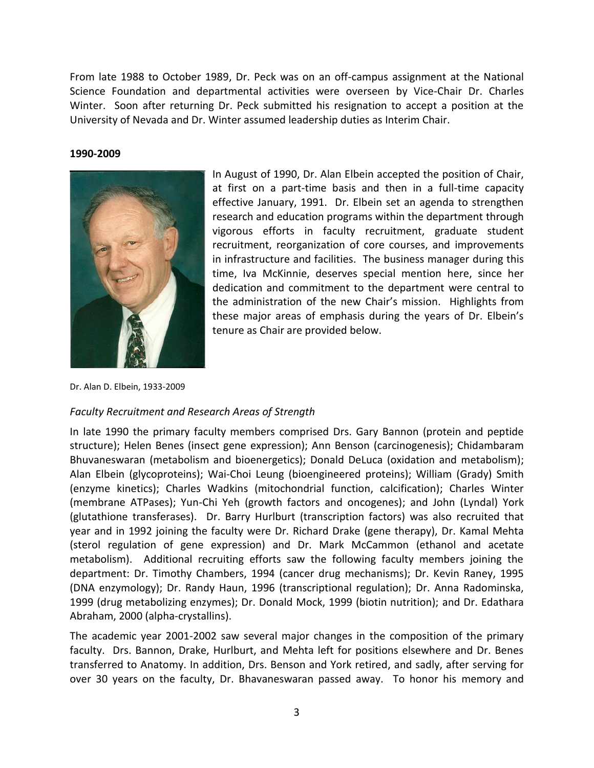From late 1988 to October 1989, Dr. Peck was on an off-campus assignment at the National Science Foundation and departmental activities were overseen by Vice-Chair Dr. Charles Winter. Soon after returning Dr. Peck submitted his resignation to accept a position at the University of Nevada and Dr. Winter assumed leadership duties as Interim Chair.

**1990-2009**

In August of 1990, Dr. Alan Elbein accepted the position of Chair, at first on a part-time basis and then in a full-time capacity effective January, 1991. Dr. Elbein set an agenda to strengthen research and education programs within the department through vigorous efforts in faculty recruitment, graduate student recruitment, reorganization of core courses, and improvements in infrastructure and facilities. The business manager during this time, Iva McKinnie, deserves special mention here, since her dedication and commitment to the department were central to the administration of the new Chair's mission. Highlights from these major areas of emphasis during the years of Dr. Elbein's tenure as Chair are provided below.

Dr. Alan D. Elbein, 1933-2009

### *Faculty Recruitment and Research Areas of Strength*

In late 1990 the primary faculty members comprised Drs. Gary Bannon (protein and peptide structure); Helen Benes (insect gene expression); Ann Benson (carcinogenesis); Chidambaram Bhuvaneswaran (metabolism and bioenergetics); Donald DeLuca (oxidation and metabolism); Alan Elbein (glycoproteins); Wai-Choi Leung (bioengineered proteins); William (Grady) Smith (enzyme kinetics); Charles Wadkins (mitochondrial function, calcification); Charles Winter (membrane ATPases); Yun-Chi Yeh (growth factors and oncogenes); and John (Lyndal) York (glutathione transferases). Dr. Barry Hurlburt (transcription factors) was also recruited that year and in 1992 joining the faculty were Dr. Richard Drake (gene therapy), Dr. Kamal Mehta (sterol regulation of gene expression) and Dr. Mark McCammon (ethanol and acetate metabolism). Additional recruiting efforts saw the following faculty members joining the department: Dr. Timothy Chambers, 1994 (cancer drug mechanisms); Dr. Kevin Raney, 1995 (DNA enzymology); Dr. Randy Haun, 1996 (transcriptional regulation); Dr. Anna Radominska, 1999 (drug metabolizing enzymes); Dr. Donald Mock, 1999 (biotin nutrition); and Dr. Edathara Abraham, 2000 (alpha-crystallins).

The academic year 2001-2002 saw several major changes in the composition of the primary faculty. Drs. Bannon, Drake, Hurlburt, and Mehta left for positions elsewhere and Dr. Benes transferred to Anatomy. In addition, Drs. Benson and York retired, and sadly, after serving for over 30 years on the faculty, Dr. Bhavaneswaran passed away. To honor his memory and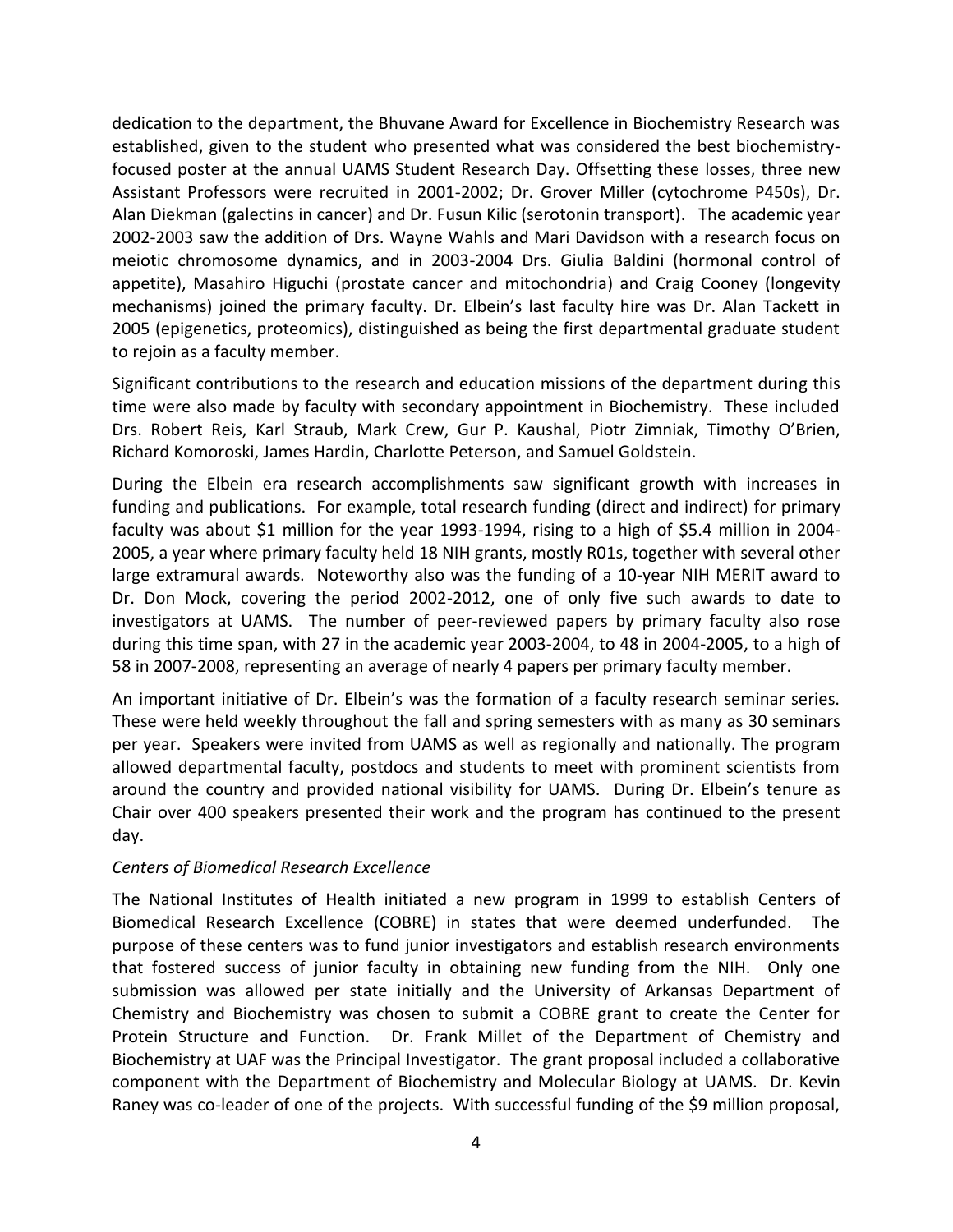dedication to the department, the Bhuvane Award for Excellence in Biochemistry Research was established, given to the student who presented what was considered the best biochemistry-focused poster at the annual UAMS Student Research Day. Offsetting these losses, three new Assistant Professors were recruited in 2001-2002; Dr. Grover Miller (cytochrome P450s), Dr. Alan Diekman (galectins in cancer) and Dr. Fusun Kilic (serotonin transport). The academic year 2002-2003 saw the addition of Drs. Wayne Wahls and Mari Davidson with a research focus on meiotic chromosome dynamics, and in 2003-2004 Drs. Giulia Baldini (hormonal control of appetite), Masahiro Higuchi (prostate cancer and mitochondria) and Craig Cooney (longevity mechanisms) joined the primary faculty. Dr. Elbein's last faculty hire was Dr. Alan Tackett in 2005 (epigenetics, proteomics), distinguished as being the first departmental graduate student to rejoin as a faculty member.

Significant contributions to the research and education missions of the department during this time were also made by faculty with secondary appointment in Biochemistry. These included Drs. Robert Reis, Karl Straub, Mark Crew, Gur P. Kaushal, Piotr Zimniak, Timothy O'Brien, Richard Komoroski, James Hardin, Charlotte Peterson, and Samuel Goldstein.

During the Elbein era research accomplishments saw significant growth with increases in funding and publications. For example, total research funding (direct and indirect) for primary faculty was about \$1 million for the year 1993-1994, rising to a high of \$5.4 million in 2004-2005, a year where primary faculty held 18 NIH grants, mostly R01s, together with several other large extramural awards. Noteworthy also was the funding of a 10-year NIH MERIT award to Dr. Don Mock, covering the period 2002-2012, one of only five such awards to date to investigators at UAMS. The number of peer-reviewed papers by primary faculty also rose during this time span, with 27 in the academic year 2003-2004, to 48 in 2004-2005, to a high of 58 in 2007-2008, representing an average of nearly 4 papers per primary faculty member.

An important initiative of Dr. Elbein's was the formation of a faculty research seminar series. These were held weekly throughout the fall and spring semesters with as many as 30 seminars per year. Speakers were invited from UAMS as well as regionally and nationally. The program allowed departmental faculty, postdocs and students to meet with prominent scientists from around the country and provided national visibility for UAMS. During Dr. Elbein's tenure as Chair over 400 speakers presented their work and the program has continued to the present day.

*Centers of Biomedical Research Excellence*

The National Institutes of Health initiated a new program in 1999 to establish Centers of Biomedical Research Excellence (COBRE) in states that were deemed underfunded. The purpose of these centers was to fund junior investigators and establish research environments that fostered success of junior faculty in obtaining new funding from the NIH. Only one submission was allowed per state initially and the University of Arkansas Department of Chemistry and Biochemistry was chosen to submit a COBRE grant to create the Center for Protein Structure and Function. Dr. Frank Millet of the Department of Chemistry and Biochemistry at UAF was the Principal Investigator. The grant proposal included a collaborative component with the Department of Biochemistry and Molecular Biology at UAMS. Dr. Kevin Raney was co-leader of one of the projects. With successful funding of the \$9 million proposal,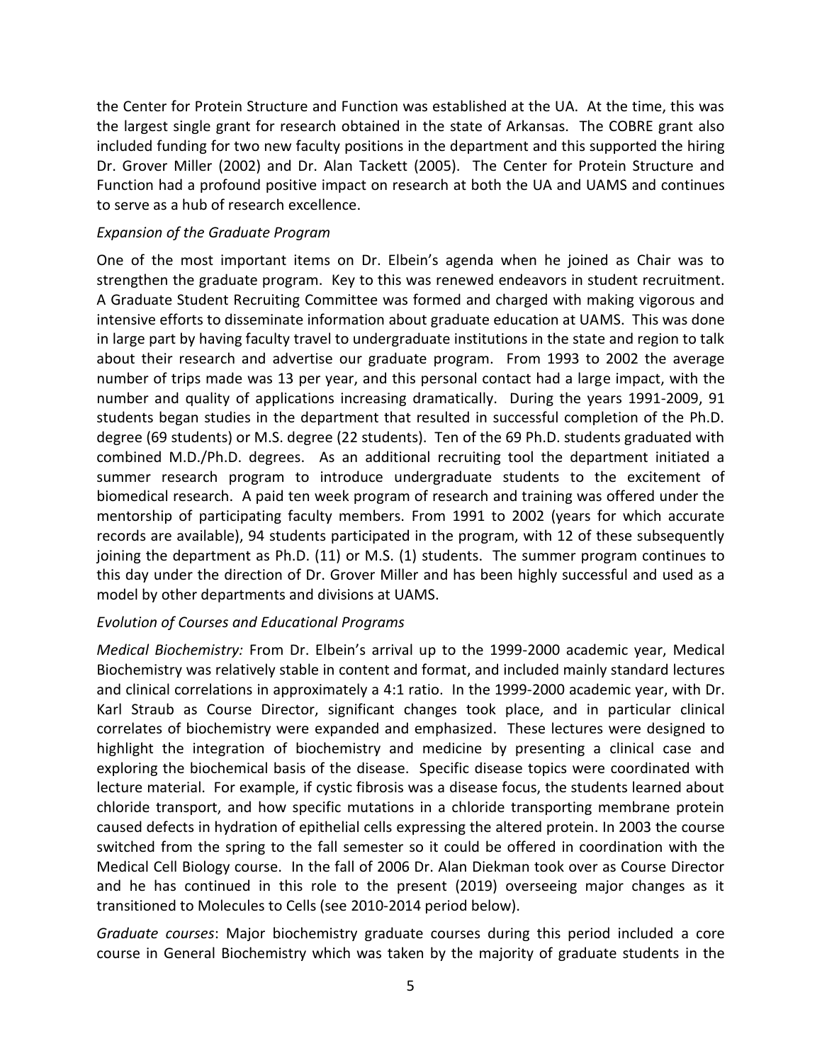the Center for Protein Structure and Function was established at the UA. At the time, this was the largest single grant for research obtained in the state of Arkansas. The COBRE grant also included funding for two new faculty positions in the department and this supported the hiring Dr. Grover Miller (2002) and Dr. Alan Tackett (2005). The Center for Protein Structure and Function had a profound positive impact on research at both the UA and UAMS and continues to serve as a hub of research excellence.

*Expansion of the Graduate Program*

One of the most important items on Dr. Elbein's agenda when he joined as Chair was to strengthen the graduate program. Key to this was renewed endeavors in student recruitment. A Graduate Student Recruiting Committee was formed and charged with making vigorous and intensive efforts to disseminate information about graduate education at UAMS. This was done in large part by having faculty travel to undergraduate institutions in the state and region to talk about their research and advertise our graduate program. From 1993 to 2002 the average number of trips made was 13 per year, and this personal contact had a large impact, with the number and quality of applications increasing dramatically. During the years 1991-2009, 91 students began studies in the department that resulted in successful completion of the Ph.D. degree (69 students) or M.S. degree (22 students). Ten of the 69 Ph.D. students graduated with combined M.D./Ph.D. degrees. As an additional recruiting tool the department initiated a summer research program to introduce undergraduate students to the excitement of biomedical research. A paid ten week program of research and training was offered under the mentorship of participating faculty members. From 1991 to 2002 (years for which accurate records are available), 94 students participated in the program, with 12 of these subsequently joining the department as Ph.D. (11) or M.S. (1) students. The summer program continues to this day under the direction of Dr. Grover Miller and has been highly successful and used as a model by other departments and divisions at UAMS.

*Evolution of Courses and Educational Programs*

*Medical Biochemistry:* From Dr. Elbein's arrival up to the 1999-2000 academic year, Medical Biochemistry was relatively stable in content and format, and included mainly standard lectures and clinical correlations in approximately a 4:1 ratio. In the 1999-2000 academic year, with Dr. Karl Straub as Course Director, significant changes took place, and in particular clinical correlates of biochemistry were expanded and emphasized. These lectures were designed to highlight the integration of biochemistry and medicine by presenting a clinical case and exploring the biochemical basis of the disease. Specific disease topics were coordinated with lecture material. For example, if cystic fibrosis was a disease focus, the students learned about chloride transport, and how specific mutations in a chloride transporting membrane protein caused defects in hydration of epithelial cells expressing the altered protein. In 2003 the course switched from the spring to the fall semester so it could be offered in coordination with the Medical Cell Biology course. In the fall of 2006 Dr. Alan Diekman took over as Course Director and he has continued in this role to the present (2019) overseeing major changes as it transitioned to Molecules to Cells (see 2010-2014 period below).

*Graduate courses*: Major biochemistry graduate courses during this period included a core course in General Biochemistry which was taken by the majority of graduate students in the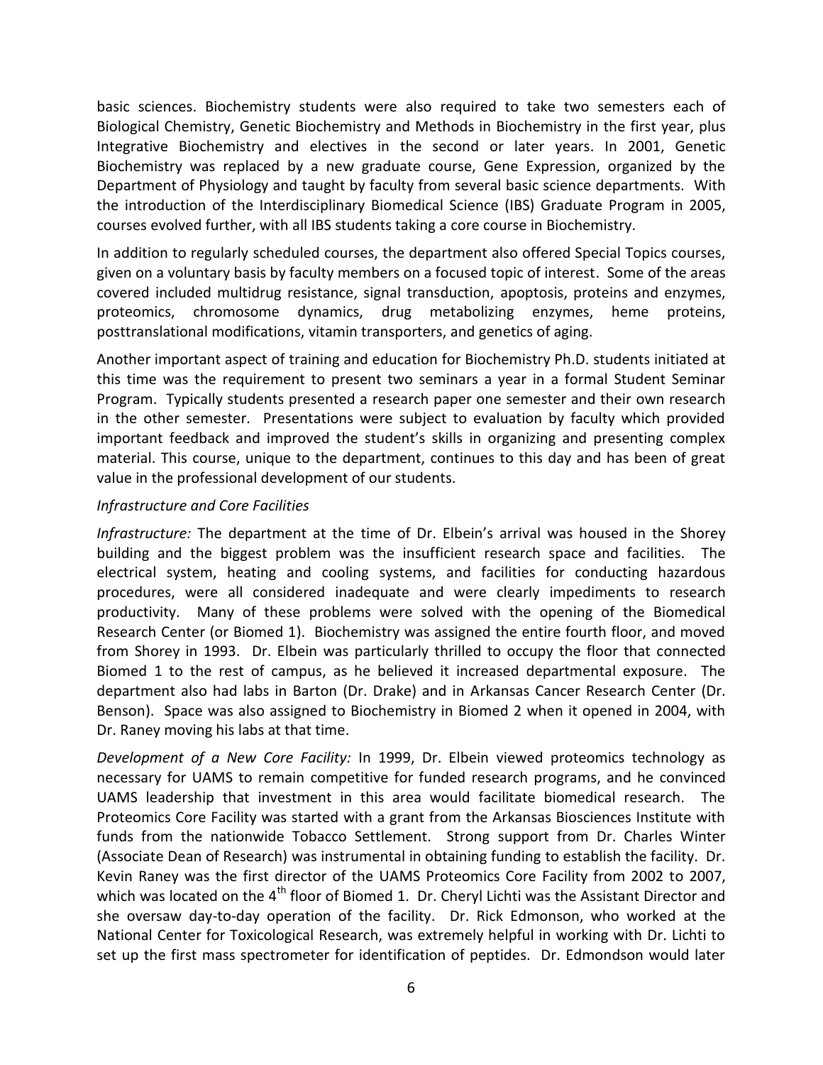basic sciences. Biochemistry students were also required to take two semesters each of Biological Chemistry, Genetic Biochemistry and Methods in Biochemistry in the first year, plus Integrative Biochemistry and electives in the second or later years. In 2001, Genetic Biochemistry was replaced by a new graduate course, Gene Expression, organized by the Department of Physiology and taught by faculty from several basic science departments. With the introduction of the Interdisciplinary Biomedical Science (IBS) Graduate Program in 2005, courses evolved further, with all IBS students taking a core course in Biochemistry.

In addition to regularly scheduled courses, the department also offered Special Topics courses, given on a voluntary basis by faculty members on a focused topic of interest. Some of the areas covered included multidrug resistance, signal transduction, apoptosis, proteins and enzymes, proteomics, chromosome dynamics, drug metabolizing enzymes, heme proteins, posttranslational modifications, vitamin transporters, and genetics of aging.

Another important aspect of training and education for Biochemistry Ph.D. students initiated at this time was the requirement to present two seminars a year in a formal Student Seminar Program. Typically students presented a research paper one semester and their own research in the other semester. Presentations were subject to evaluation by faculty which provided important feedback and improved the student's skills in organizing and presenting complex material. This course, unique to the department, continues to this day and has been of great value in the professional development of our students.

*Infrastructure and Core Facilities*

*Infrastructure:* The department at the time of Dr. Elbein's arrival was housed in the Shorey building and the biggest problem was the insufficient research space and facilities. The electrical system, heating and cooling systems, and facilities for conducting hazardous procedures, were all considered inadequate and were clearly impediments to research productivity. Many of these problems were solved with the opening of the Biomedical Research Center (or Biomed 1). Biochemistry was assigned the entire fourth floor, and moved from Shorey in 1993. Dr. Elbein was particularly thrilled to occupy the floor that connected Biomed 1 to the rest of campus, as he believed it increased departmental exposure. The department also had labs in Barton (Dr. Drake) and in Arkansas Cancer Research Center (Dr. Benson). Space was also assigned to Biochemistry in Biomed 2 when it opened in 2004, with Dr. Raney moving his labs at that time.

*Development of a New Core Facility:* In 1999, Dr. Elbein viewed proteomics technology as necessary for UAMS to remain competitive for funded research programs, and he convinced UAMS leadership that investment in this area would facilitate biomedical research. The Proteomics Core Facility was started with a grant from the Arkansas Biosciences Institute with funds from the nationwide Tobacco Settlement. Strong support from Dr. Charles Winter (Associate Dean of Research) was instrumental in obtaining funding to establish the facility. Dr. Kevin Raney was the first director of the UAMS Proteomics Core Facility from 2002 to 2007, which was located on the 4th floor of Biomed 1. Dr. Cheryl Lichti was the Assistant Director and she oversaw day-to-day operation of the facility. Dr. Rick Edmonson, who worked at the National Center for Toxicological Research, was extremely helpful in working with Dr. Lichti to set up the first mass spectrometer for identification of peptides. Dr. Edmondson would later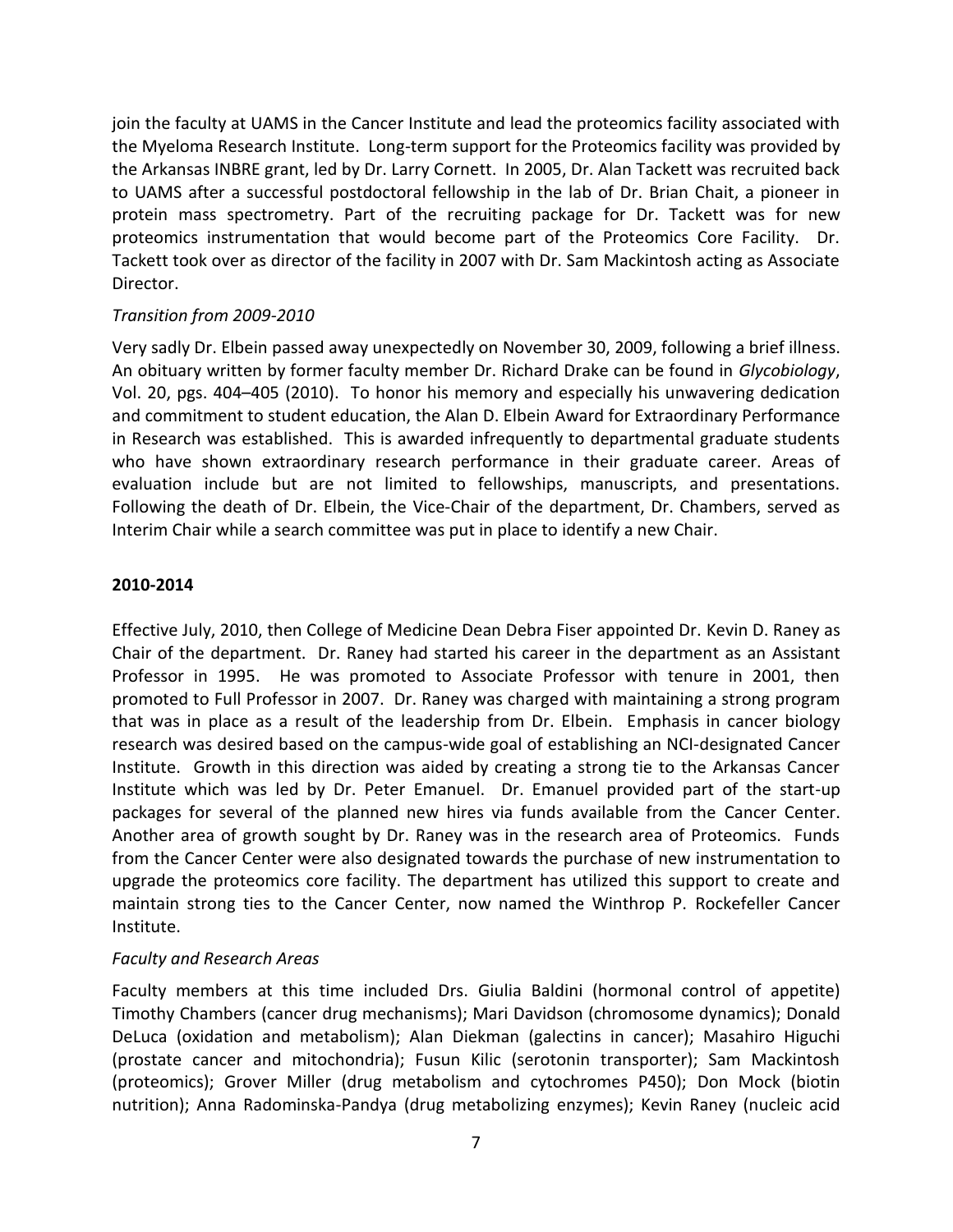join the faculty at UAMS in the Cancer Institute and lead the proteomics facility associated with the Myeloma Research Institute. Long-term support for the Proteomics facility was provided by the Arkansas INBRE grant, led by Dr. Larry Cornett. In 2005, Dr. Alan Tackett was recruited back to UAMS after a successful postdoctoral fellowship in the lab of Dr. Brian Chait, a pioneer in protein mass spectrometry. Part of the recruiting package for Dr. Tackett was for new proteomics instrumentation that would become part of the Proteomics Core Facility. Dr. Tackett took over as director of the facility in 2007 with Dr. Sam Mackintosh acting as Associate Director.

*Transition from 2009-2010*

Very sadly Dr. Elbein passed away unexpectedly on November 30, 2009, following a brief illness. An obituary written by former faculty member Dr. Richard Drake can be found in *Glycobiology*, Vol. 20, pgs. 404–405 (2010). To honor his memory and especially his unwavering dedication and commitment to student education, the Alan D. Elbein Award for Extraordinary Performance in Research was established. This is awarded infrequently to departmental graduate students who have shown extraordinary research performance in their graduate career. Areas of evaluation include but are not limited to fellowships, manuscripts, and presentations. Following the death of Dr. Elbein, the Vice-Chair of the department, Dr. Chambers, served as Interim Chair while a search committee was put in place to identify a new Chair.

**2010-2014**

Effective July, 2010, then College of Medicine Dean Debra Fiser appointed Dr. Kevin D. Raney as Chair of the department. Dr. Raney had started his career in the department as an Assistant Professor in 1995. He was promoted to Associate Professor with tenure in 2001, then promoted to Full Professor in 2007. Dr. Raney was charged with maintaining a strong program that was in place as a result of the leadership from Dr. Elbein. Emphasis in cancer biology research was desired based on the campus-wide goal of establishing an NCI-designated Cancer Institute. Growth in this direction was aided by creating a strong tie to the Arkansas Cancer Institute which was led by Dr. Peter Emanuel. Dr. Emanuel provided part of the start-up packages for several of the planned new hires via funds available from the Cancer Center. Another area of growth sought by Dr. Raney was in the research area of Proteomics. Funds from the Cancer Center were also designated towards the purchase of new instrumentation to upgrade the proteomics core facility. The department has utilized this support to create and maintain strong ties to the Cancer Center, now named the Winthrop P. Rockefeller Cancer Institute.

*Faculty and Research Areas*

Faculty members at this time included Drs. Giulia Baldini (hormonal control of appetite) Timothy Chambers (cancer drug mechanisms); Mari Davidson (chromosome dynamics); Donald DeLuca (oxidation and metabolism); Alan Diekman (galectins in cancer); Masahiro Higuchi (prostate cancer and mitochondria); Fusun Kilic (serotonin transporter); Sam Mackintosh (proteomics); Grover Miller (drug metabolism and cytochromes P450); Don Mock (biotin nutrition); Anna Radominska-Pandya (drug metabolizing enzymes); Kevin Raney (nucleic acid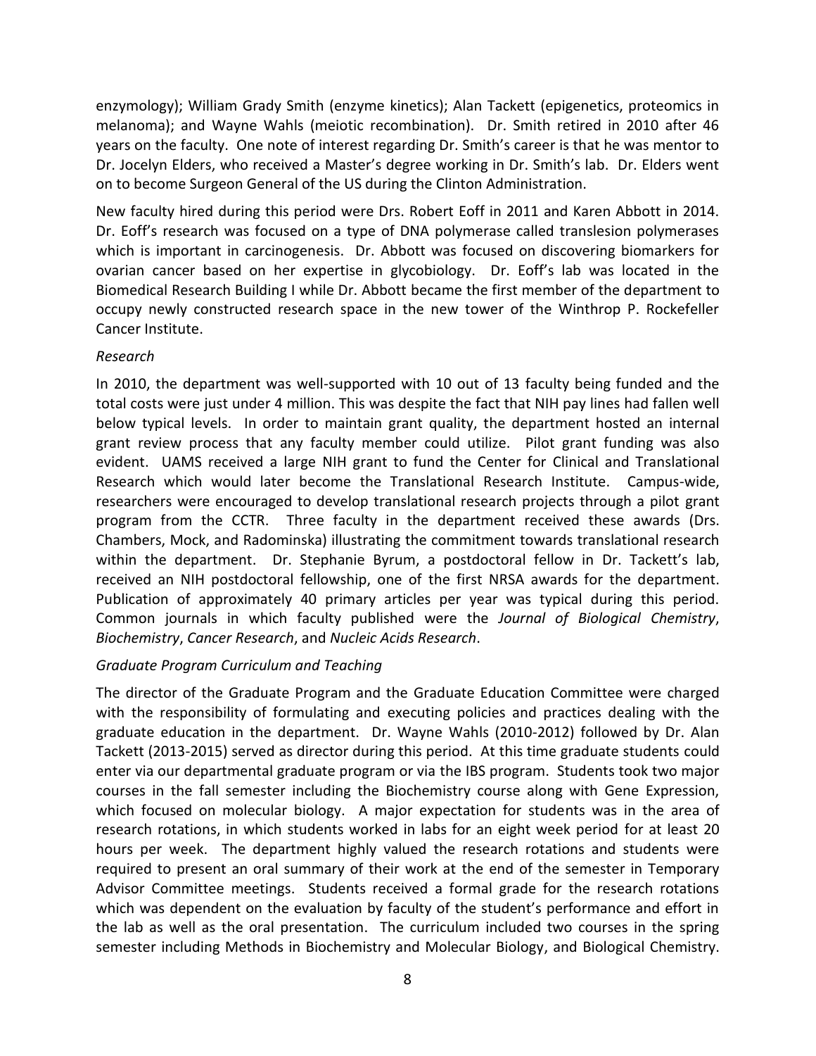enzymology); William Grady Smith (enzyme kinetics); Alan Tackett (epigenetics, proteomics in melanoma); and Wayne Wahls (meiotic recombination). Dr. Smith retired in 2010 after 46 years on the faculty. One note of interest regarding Dr. Smith's career is that he was mentor to Dr. Jocelyn Elders, who received a Master's degree working in Dr. Smith's lab. Dr. Elders went on to become Surgeon General of the US during the Clinton Administration.

New faculty hired during this period were Drs. Robert Eoff in 2011 and Karen Abbott in 2014. Dr. Eoff's research was focused on a type of DNA polymerase called translesion polymerases which is important in carcinogenesis. Dr. Abbott was focused on discovering biomarkers for ovarian cancer based on her expertise in glycobiology. Dr. Eoff's lab was located in the Biomedical Research Building I while Dr. Abbott became the first member of the department to occupy newly constructed research space in the new tower of the Winthrop P. Rockefeller Cancer Institute.

*Research*

In 2010, the department was well-supported with 10 out of 13 faculty being funded and the total costs were just under 4 million. This was despite the fact that NIH pay lines had fallen well below typical levels. In order to maintain grant quality, the department hosted an internal grant review process that any faculty member could utilize. Pilot grant funding was also evident. UAMS received a large NIH grant to fund the Center for Clinical and Translational Research which would later become the Translational Research Institute. Campus-wide, researchers were encouraged to develop translational research projects through a pilot grant program from the CCTR. Three faculty in the department received these awards (Drs. Chambers, Mock, and Radominska) illustrating the commitment towards translational research within the department. Dr. Stephanie Byrum, a postdoctoral fellow in Dr. Tackett's lab, received an NIH postdoctoral fellowship, one of the first NRSA awards for the department. Publication of approximately 40 primary articles per year was typical during this period. Common journals in which faculty published were the *Journal of Biological Chemistry*, *Biochemistry*, *Cancer Research*, and *Nucleic Acids Research*.

*Graduate Program Curriculum and Teaching*

The director of the Graduate Program and the Graduate Education Committee were charged with the responsibility of formulating and executing policies and practices dealing with the graduate education in the department. Dr. Wayne Wahls (2010-2012) followed by Dr. Alan Tackett (2013-2015) served as director during this period. At this time graduate students could enter via our departmental graduate program or via the IBS program. Students took two major courses in the fall semester including the Biochemistry course along with Gene Expression, which focused on molecular biology. A major expectation for students was in the area of research rotations, in which students worked in labs for an eight week period for at least 20 hours per week. The department highly valued the research rotations and students were required to present an oral summary of their work at the end of the semester in Temporary Advisor Committee meetings. Students received a formal grade for the research rotations which was dependent on the evaluation by faculty of the student's performance and effort in the lab as well as the oral presentation. The curriculum included two courses in the spring semester including Methods in Biochemistry and Molecular Biology, and Biological Chemistry.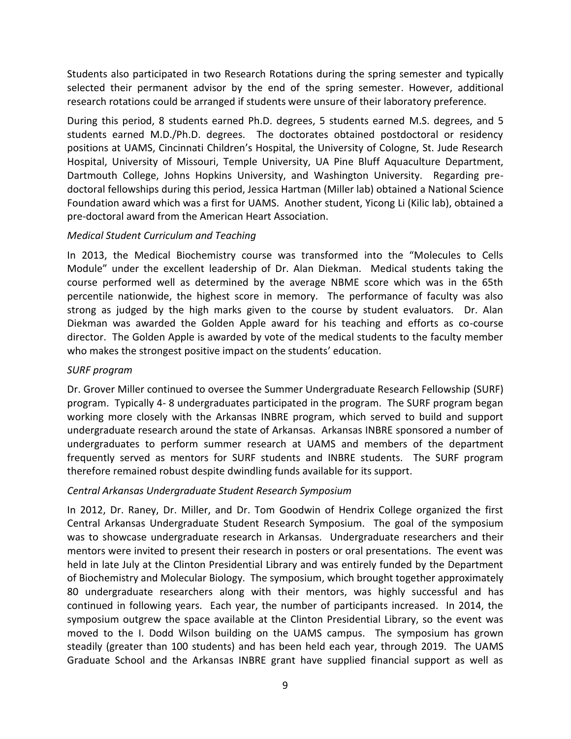Students also participated in two Research Rotations during the spring semester and typically selected their permanent advisor by the end of the spring semester. However, additional research rotations could be arranged if students were unsure of their laboratory preference.

During this period, 8 students earned Ph.D. degrees, 5 students earned M.S. degrees, and 5 students earned M.D./Ph.D. degrees. The doctorates obtained postdoctoral or residency positions at UAMS, Cincinnati Children's Hospital, the University of Cologne, St. Jude Research Hospital, University of Missouri, Temple University, UA Pine Bluff Aquaculture Department, Dartmouth College, Johns Hopkins University, and Washington University. Regarding pre-doctoral fellowships during this period, Jessica Hartman (Miller lab) obtained a National Science Foundation award which was a first for UAMS. Another student, Yicong Li (Kilic lab), obtained a pre-doctoral award from the American Heart Association.

*Medical Student Curriculum and Teaching*

In 2013, the Medical Biochemistry course was transformed into the "Molecules to Cells Module" under the excellent leadership of Dr. Alan Diekman. Medical students taking the course performed well as determined by the average NBME score which was in the 65th percentile nationwide, the highest score in memory. The performance of faculty was also strong as judged by the high marks given to the course by student evaluators. Dr. Alan Diekman was awarded the Golden Apple award for his teaching and efforts as co-course director. The Golden Apple is awarded by vote of the medical students to the faculty member who makes the strongest positive impact on the students' education.

*SURF program*

Dr. Grover Miller continued to oversee the Summer Undergraduate Research Fellowship (SURF) program. Typically 4- 8 undergraduates participated in the program. The SURF program began working more closely with the Arkansas INBRE program, which served to build and support undergraduate research around the state of Arkansas. Arkansas INBRE sponsored a number of undergraduates to perform summer research at UAMS and members of the department frequently served as mentors for SURF students and INBRE students. The SURF program therefore remained robust despite dwindling funds available for its support.

*Central Arkansas Undergraduate Student Research Symposium*

In 2012, Dr. Raney, Dr. Miller, and Dr. Tom Goodwin of Hendrix College organized the first Central Arkansas Undergraduate Student Research Symposium. The goal of the symposium was to showcase undergraduate research in Arkansas. Undergraduate researchers and their mentors were invited to present their research in posters or oral presentations. The event was held in late July at the Clinton Presidential Library and was entirely funded by the Department of Biochemistry and Molecular Biology. The symposium, which brought together approximately 80 undergraduate researchers along with their mentors, was highly successful and has continued in following years. Each year, the number of participants increased. In 2014, the symposium outgrew the space available at the Clinton Presidential Library, so the event was moved to the I. Dodd Wilson building on the UAMS campus. The symposium has grown steadily (greater than 100 students) and has been held each year, through 2019. The UAMS Graduate School and the Arkansas INBRE grant have supplied financial support as well as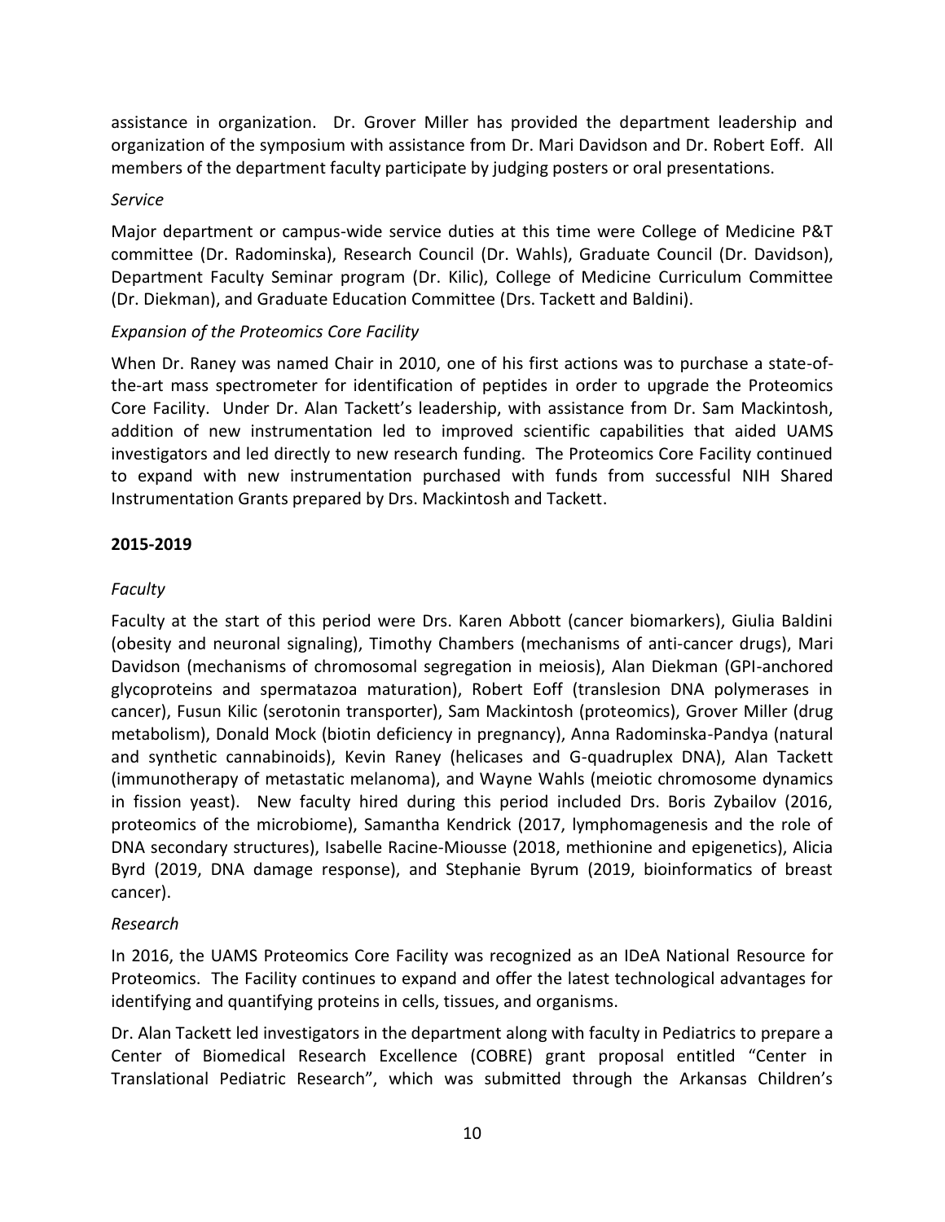assistance in organization. Dr. Grover Miller has provided the department leadership and organization of the symposium with assistance from Dr. Mari Davidson and Dr. Robert Eoff. All members of the department faculty participate by judging posters or oral presentations.

*Service*

Major department or campus-wide service duties at this time were College of Medicine P&T committee (Dr. Radominska), Research Council (Dr. Wahls), Graduate Council (Dr. Davidson), Department Faculty Seminar program (Dr. Kilic), College of Medicine Curriculum Committee (Dr. Diekman), and Graduate Education Committee (Drs. Tackett and Baldini).

*Expansion of the Proteomics Core Facility*

When Dr. Raney was named Chair in 2010, one of his first actions was to purchase a state-of-the-art mass spectrometer for identification of peptides in order to upgrade the Proteomics Core Facility. Under Dr. Alan Tackett's leadership, with assistance from Dr. Sam Mackintosh, addition of new instrumentation led to improved scientific capabilities that aided UAMS investigators and led directly to new research funding. The Proteomics Core Facility continued to expand with new instrumentation purchased with funds from successful NIH Shared Instrumentation Grants prepared by Drs. Mackintosh and Tackett.

**2015-2019**

*Faculty*

Faculty at the start of this period were Drs. Karen Abbott (cancer biomarkers), Giulia Baldini (obesity and neuronal signaling), Timothy Chambers (mechanisms of anti-cancer drugs), Mari Davidson (mechanisms of chromosomal segregation in meiosis), Alan Diekman (GPI-anchored glycoproteins and spermatazoa maturation), Robert Eoff (translesion DNA polymerases in cancer), Fusun Kilic (serotonin transporter), Sam Mackintosh (proteomics), Grover Miller (drug metabolism), Donald Mock (biotin deficiency in pregnancy), Anna Radominska-Pandya (natural and synthetic cannabinoids), Kevin Raney (helicases and G-quadruplex DNA), Alan Tackett (immunotherapy of metastatic melanoma), and Wayne Wahls (meiotic chromosome dynamics in fission yeast). New faculty hired during this period included Drs. Boris Zybailov (2016, proteomics of the microbiome), Samantha Kendrick (2017, lymphomagenesis and the role of DNA secondary structures), Isabelle Racine-Miousse (2018, methionine and epigenetics), Alicia Byrd (2019, DNA damage response), and Stephanie Byrum (2019, bioinformatics of breast cancer).

*Research*

In 2016, the UAMS Proteomics Core Facility was recognized as an IDeA National Resource for Proteomics. The Facility continues to expand and offer the latest technological advantages for identifying and quantifying proteins in cells, tissues, and organisms.

Dr. Alan Tackett led investigators in the department along with faculty in Pediatrics to prepare a Center of Biomedical Research Excellence (COBRE) grant proposal entitled "Center in Translational Pediatric Research", which was submitted through the Arkansas Children's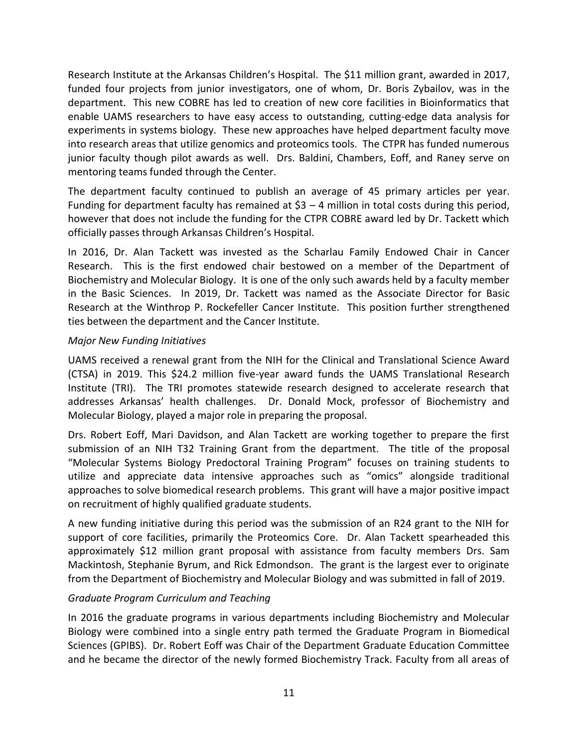Research Institute at the Arkansas Children's Hospital. The $11 million grant, awarded in 2017, funded four projects from junior investigators, one of whom, Dr. Boris Zybailov, was in the department. This new COBRE has led to creation of new core facilities in Bioinformatics that enable UAMS researchers to have easy access to outstanding, cutting-edge data analysis for experiments in systems biology. These new approaches have helped department faculty move into research areas that utilize genomics and proteomics tools. The CTPR has funded numerous junior faculty though pilot awards as well. Drs. Baldini, Chambers, Eoff, and Raney serve on mentoring teams funded through the Center.

The department faculty continued to publish an average of 45 primary articles per year. Funding for department faculty has remained at $3 – 4 million in total costs during this period, however that does not include the funding for the CTPR COBRE award led by Dr. Tackett which officially passes through Arkansas Children's Hospital.

In 2016, Dr. Alan Tackett was invested as the Scharlau Family Endowed Chair in Cancer Research. This is the first endowed chair bestowed on a member of the Department of Biochemistry and Molecular Biology. It is one of the only such awards held by a faculty member in the Basic Sciences. In 2019, Dr. Tackett was named as the Associate Director for Basic Research at the Winthrop P. Rockefeller Cancer Institute. This position further strengthened ties between the department and the Cancer Institute.

*Major New Funding Initiatives*

UAMS received a renewal grant from the NIH for the Clinical and Translational Science Award (CTSA) in 2019. This $24.2 million five-year award funds the UAMS Translational Research Institute (TRI). The TRI promotes statewide research designed to accelerate research that addresses Arkansas' health challenges. Dr. Donald Mock, professor of Biochemistry and Molecular Biology, played a major role in preparing the proposal.

Drs. Robert Eoff, Mari Davidson, and Alan Tackett are working together to prepare the first submission of an NIH T32 Training Grant from the department. The title of the proposal "Molecular Systems Biology Predoctoral Training Program" focuses on training students to utilize and appreciate data intensive approaches such as "omics" alongside traditional approaches to solve biomedical research problems. This grant will have a major positive impact on recruitment of highly qualified graduate students.

A new funding initiative during this period was the submission of an R24 grant to the NIH for support of core facilities, primarily the Proteomics Core. Dr. Alan Tackett spearheaded this approximately $12 million grant proposal with assistance from faculty members Drs. Sam Mackintosh, Stephanie Byrum, and Rick Edmondson. The grant is the largest ever to originate from the Department of Biochemistry and Molecular Biology and was submitted in fall of 2019.

*Graduate Program Curriculum and Teaching*

In 2016 the graduate programs in various departments including Biochemistry and Molecular Biology were combined into a single entry path termed the Graduate Program in Biomedical Sciences (GPIBS). Dr. Robert Eoff was Chair of the Department Graduate Education Committee and he became the director of the newly formed Biochemistry Track. Faculty from all areas of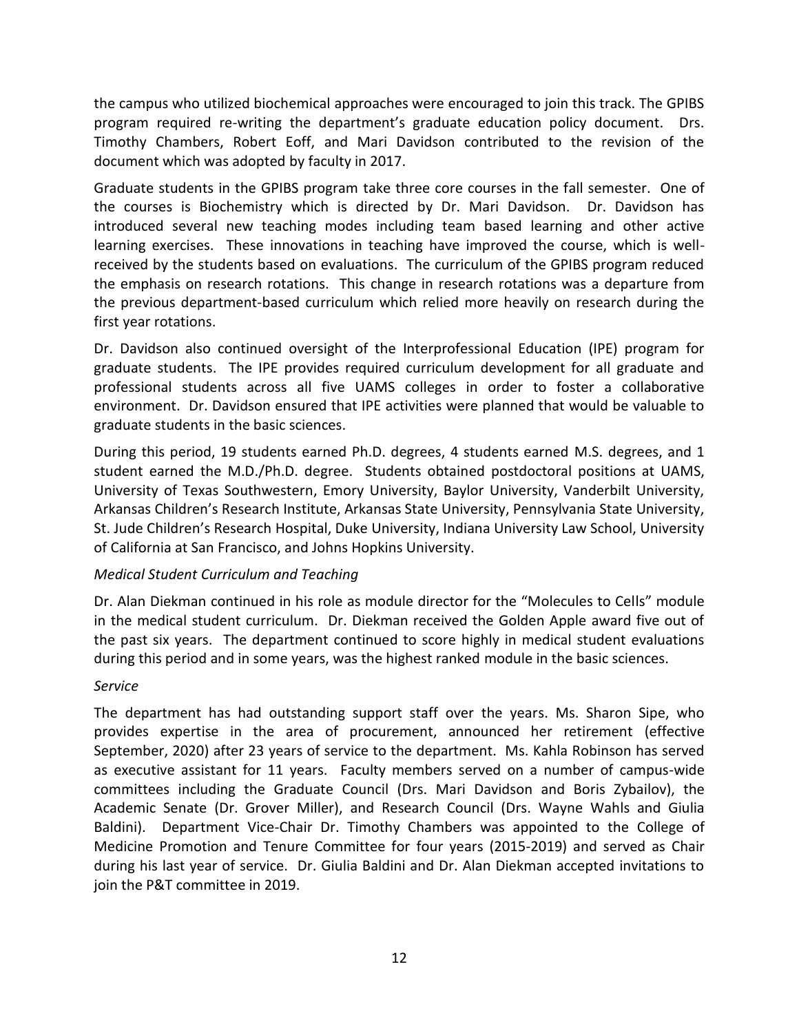the campus who utilized biochemical approaches were encouraged to join this track. The GPIBS program required re-writing the department's graduate education policy document. Drs. Timothy Chambers, Robert Eoff, and Mari Davidson contributed to the revision of the document which was adopted by faculty in 2017.

Graduate students in the GPIBS program take three core courses in the fall semester. One of the courses is Biochemistry which is directed by Dr. Mari Davidson. Dr. Davidson has introduced several new teaching modes including team based learning and other active learning exercises. These innovations in teaching have improved the course, which is well-received by the students based on evaluations. The curriculum of the GPIBS program reduced the emphasis on research rotations. This change in research rotations was a departure from the previous department-based curriculum which relied more heavily on research during the first year rotations.

Dr. Davidson also continued oversight of the Interprofessional Education (IPE) program for graduate students. The IPE provides required curriculum development for all graduate and professional students across all five UAMS colleges in order to foster a collaborative environment. Dr. Davidson ensured that IPE activities were planned that would be valuable to graduate students in the basic sciences.

During this period, 19 students earned Ph.D. degrees, 4 students earned M.S. degrees, and 1 student earned the M.D./Ph.D. degree. Students obtained postdoctoral positions at UAMS, University of Texas Southwestern, Emory University, Baylor University, Vanderbilt University, Arkansas Children's Research Institute, Arkansas State University, Pennsylvania State University, St. Jude Children's Research Hospital, Duke University, Indiana University Law School, University of California at San Francisco, and Johns Hopkins University.

*Medical Student Curriculum and Teaching*

Dr. Alan Diekman continued in his role as module director for the "Molecules to Cells" module in the medical student curriculum. Dr. Diekman received the Golden Apple award five out of the past six years. The department continued to score highly in medical student evaluations during this period and in some years, was the highest ranked module in the basic sciences.

*Service*

The department has had outstanding support staff over the years. Ms. Sharon Sipe, who provides expertise in the area of procurement, announced her retirement (effective September, 2020) after 23 years of service to the department. Ms. Kahla Robinson has served as executive assistant for 11 years. Faculty members served on a number of campus-wide committees including the Graduate Council (Drs. Mari Davidson and Boris Zybailov), the Academic Senate (Dr. Grover Miller), and Research Council (Drs. Wayne Wahls and Giulia Baldini). Department Vice-Chair Dr. Timothy Chambers was appointed to the College of Medicine Promotion and Tenure Committee for four years (2015-2019) and served as Chair during his last year of service. Dr. Giulia Baldini and Dr. Alan Diekman accepted invitations to join the P&T committee in 2019.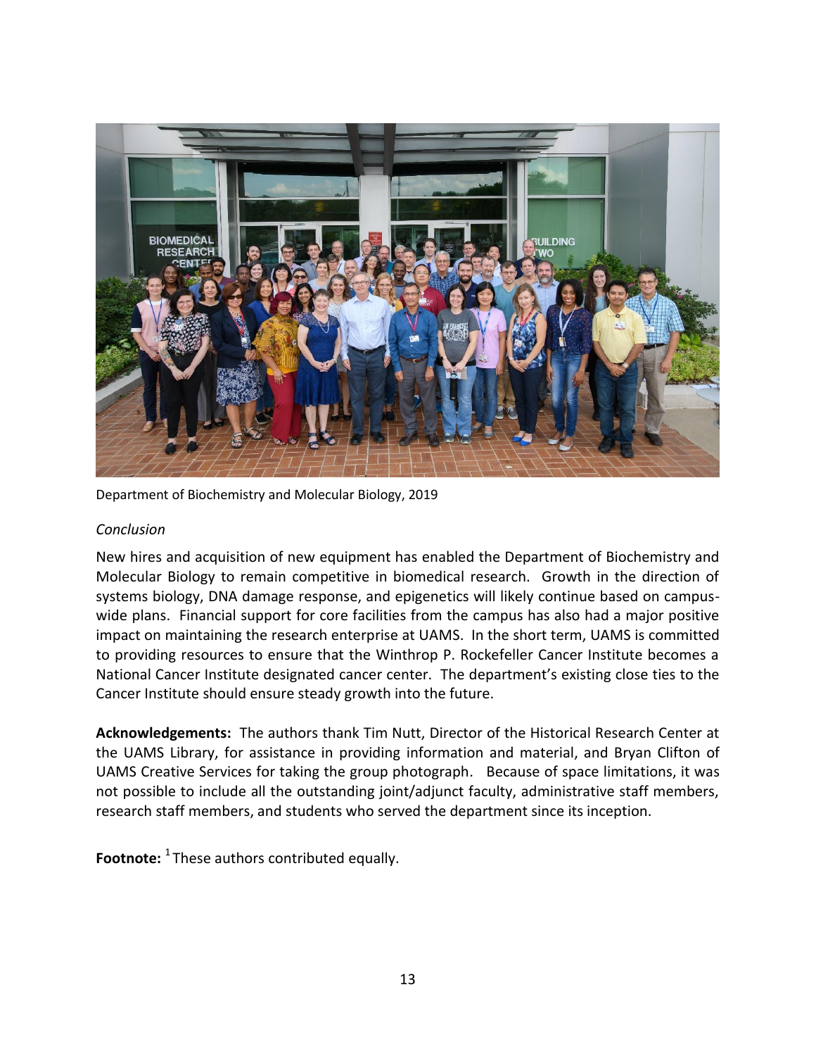Department of Biochemistry and Molecular Biology, 2019

*Conclusion*

New hires and acquisition of new equipment has enabled the Department of Biochemistry and Molecular Biology to remain competitive in biomedical research. Growth in the direction of systems biology, DNA damage response, and epigenetics will likely continue based on campus-wide plans. Financial support for core facilities from the campus has also had a major positive impact on maintaining the research enterprise at UAMS. In the short term, UAMS is committed to providing resources to ensure that the Winthrop P. Rockefeller Cancer Institute becomes a National Cancer Institute designated cancer center. The department's existing close ties to the Cancer Institute should ensure steady growth into the future.

**Acknowledgements:** The authors thank Tim Nutt, Director of the Historical Research Center at the UAMS Library, for assistance in providing information and material, and Bryan Clifton of UAMS Creative Services for taking the group photograph. Because of space limitations, it was not possible to include all the outstanding joint/adjunct faculty, administrative staff members, research staff members, and students who served the department since its inception.

**Footnote:** [1] These authors contributed equally.